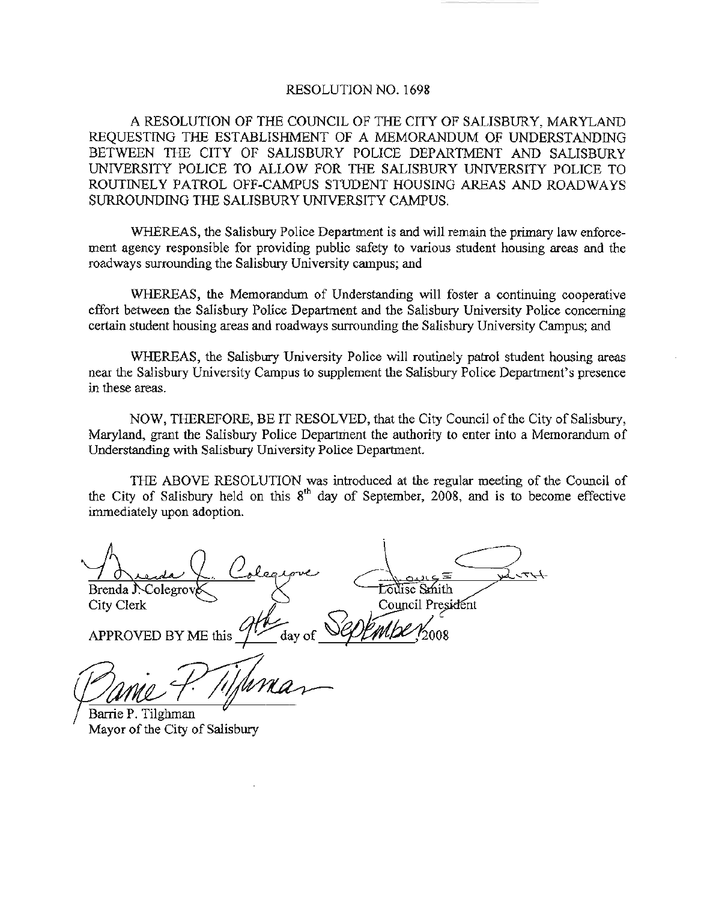# RESOLUTION NO. 1698

A RESOLUTION OF THE COUNCIL OF THE CITY OF SALISBURY, MARYLAND REQUESTING THE ESTABLISHMENT OF A MEMORANDUM OF UNDERSTANDING BETWEEN THE CITY OF SALISBURY POLICE DEPARTMENT AND SALISBURY UNIVERSITY POLICE TO ALLOW FOR THE SALISBURY UNIVERSITY POLICE TO ROUTINELY PATROL OFF-CAMPUS STUDENT HOUSING AREAS AND ROADWAYS SURROUNDING THE SALISBURY UNIVERSITY CAMPUS.

WHEREAS, the Salisbury Police Department is and will remain the primary law enforcement agency responsible for providing public safety to various student housing areas and the roadways surrounding the Salisbury University campus; and

WHEREAS, the Memorandum of Understanding will foster a continuing cooperative effort between the Salisbury Police Department and the Salisbury University Police concerning certain student housing areas and roadways surrounding the Salisbury University Campus; and

WHEREAS, the Salisbury University Police will routinely patrol student housing areas near the Salisbury University Campus to supplement the Salisbury Police Department's presence in these areas.

NOW, THEREFORE, BE IT RESOLVED, that the City Council of the City of Salisbury, Maryland, grant the Salisbury Police Department the authority to enter into a Memorandum of Understanding with Salisbury University Police Department.

THE ABOVE RESOLUTION was introduced at the regular meeting of the Council of the City of Salisbury held on this 8th day of September, 2008, and is to become effective immediately upon adoption.

Brenda J. Colegrove
City Clerk

Louise Smith
Council President

APPROVED BY ME this 9th day of September, 2008

Barrie P. Tilghman
Mayor of the City of Salisbury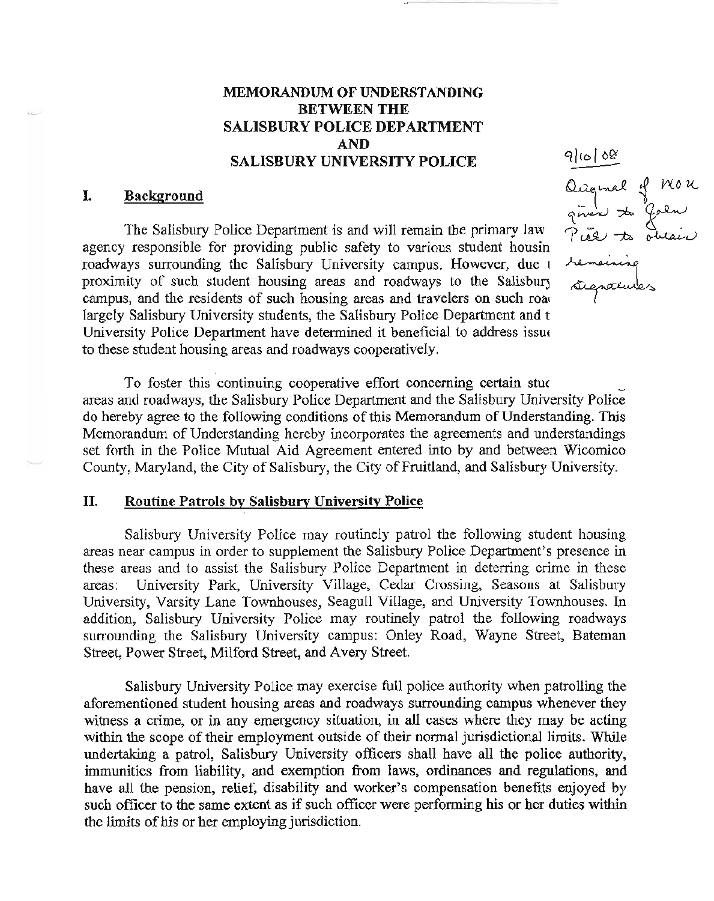# MEMORANDUM OF UNDERSTANDING BETWEEN THE SALISBURY POLICE DEPARTMENT AND SALISBURY UNIVERSITY POLICE

9/10/08
Original of MOU given to Glen Pill to obtain remaining signatures

## I. Background

The Salisbury Police Department is and will remain the primary law agency responsible for providing public safety to various student housin roadways surrounding the Salisbury University campus. However, due t proximity of such student housing areas and roadways to the Salisbury campus, and the residents of such housing areas and travelers on such roa largely Salisbury University students, the Salisbury Police Department and t University Police Department have determined it beneficial to address issu to these student housing areas and roadways cooperatively.

To foster this continuing cooperative effort concerning certain stu areas and roadways, the Salisbury Police Department and the Salisbury University Police do hereby agree to the following conditions of this Memorandum of Understanding. This Memorandum of Understanding hereby incorporates the agreements and understandings set forth in the Police Mutual Aid Agreement entered into by and between Wicomico County, Maryland, the City of Salisbury, the City of Fruitland, and Salisbury University.

## II. Routine Patrols by Salisbury University Police

Salisbury University Police may routinely patrol the following student housing areas near campus in order to supplement the Salisbury Police Department's presence in these areas and to assist the Salisbury Police Department in deterring crime in these areas: University Park, University Village, Cedar Crossing, Seasons at Salisbury University, Varsity Lane Townhouses, Seagull Village, and University Townhouses. In addition, Salisbury University Police may routinely patrol the following roadways surrounding the Salisbury University campus: Onley Road, Wayne Street, Bateman Street, Power Street, Milford Street, and Avery Street.

Salisbury University Police may exercise full police authority when patrolling the aforementioned student housing areas and roadways surrounding campus whenever they witness a crime, or in any emergency situation, in all cases where they may be acting within the scope of their employment outside of their normal jurisdictional limits. While undertaking a patrol, Salisbury University officers shall have all the police authority, immunities from liability, and exemption from laws, ordinances and regulations, and have all the pension, relief, disability and worker's compensation benefits enjoyed by such officer to the same extent as if such officer were performing his or her duties within the limits of his or her employing jurisdiction.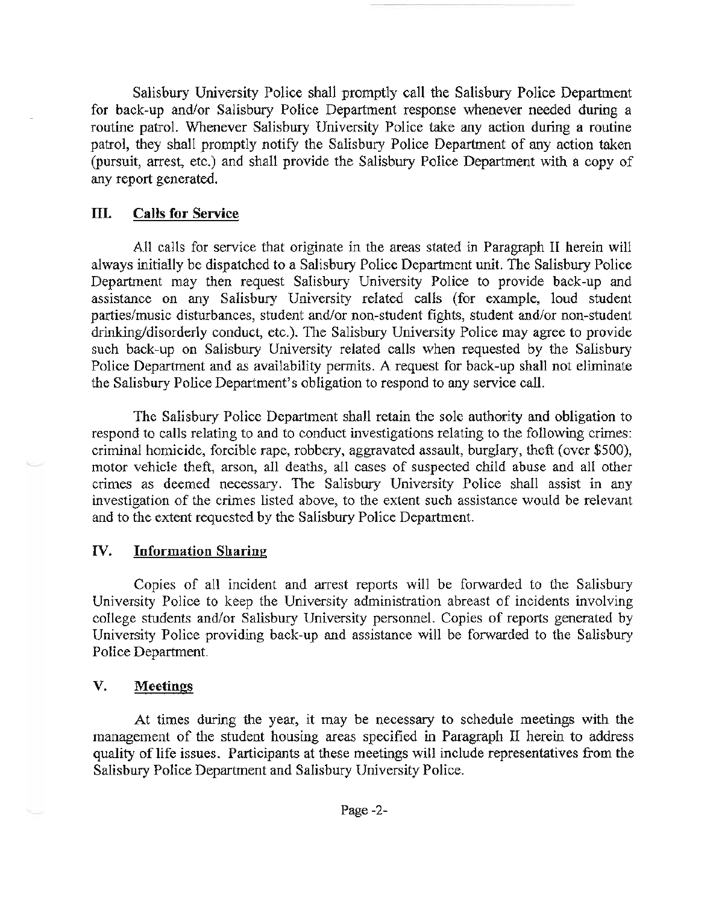Salisbury University Police shall promptly call the Salisbury Police Department for back-up and/or Salisbury Police Department response whenever needed during a routine patrol. Whenever Salisbury University Police take any action during a routine patrol, they shall promptly notify the Salisbury Police Department of any action taken (pursuit, arrest, etc.) and shall provide the Salisbury Police Department with a copy of any report generated.

## III. Calls for Service

All calls for service that originate in the areas stated in Paragraph II herein will always initially be dispatched to a Salisbury Police Department unit. The Salisbury Police Department may then request Salisbury University Police to provide back-up and assistance on any Salisbury University related calls (for example, loud student parties/music disturbances, student and/or non-student fights, student and/or non-student drinking/disorderly conduct, etc.). The Salisbury University Police may agree to provide such back-up on Salisbury University related calls when requested by the Salisbury Police Department and as availability permits. A request for back-up shall not eliminate the Salisbury Police Department's obligation to respond to any service call.

The Salisbury Police Department shall retain the sole authority and obligation to respond to calls relating to and to conduct investigations relating to the following crimes: criminal homicide, forcible rape, robbery, aggravated assault, burglary, theft (over $500), motor vehicle theft, arson, all deaths, all cases of suspected child abuse and all other crimes as deemed necessary. The Salisbury University Police shall assist in any investigation of the crimes listed above, to the extent such assistance would be relevant and to the extent requested by the Salisbury Police Department.

## IV. Information Sharing

Copies of all incident and arrest reports will be forwarded to the Salisbury University Police to keep the University administration abreast of incidents involving college students and/or Salisbury University personnel. Copies of reports generated by University Police providing back-up and assistance will be forwarded to the Salisbury Police Department.

## V. Meetings

At times during the year, it may be necessary to schedule meetings with the management of the student housing areas specified in Paragraph II herein to address quality of life issues. Participants at these meetings will include representatives from the Salisbury Police Department and Salisbury University Police.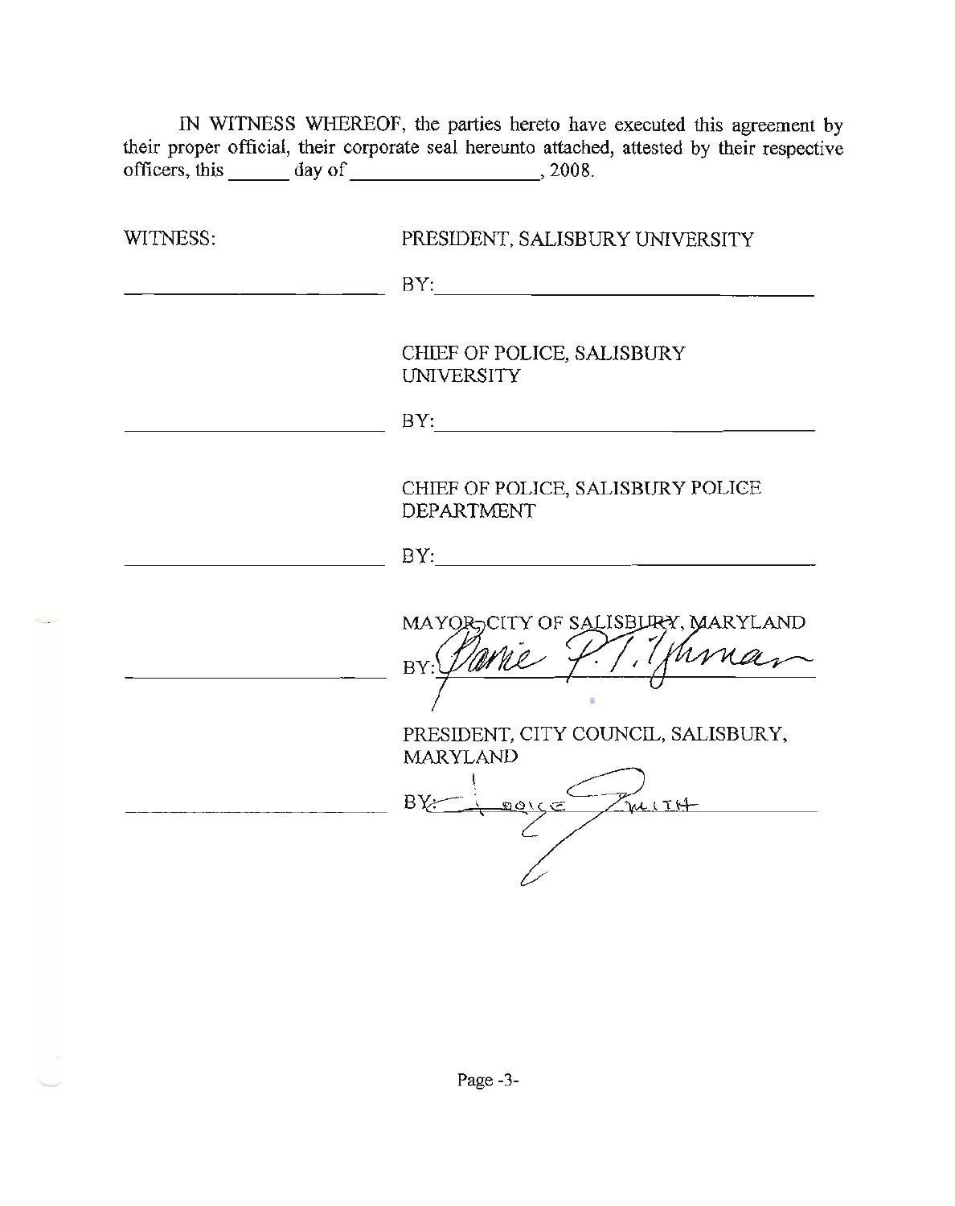IN WITNESS WHEREOF, the parties hereto have executed this agreement by their proper official, their corporate seal hereunto attached, attested by their respective officers, this ______ day of ________________, 2008.

| | |
|---|---|
| WITNESS: | PRESIDENT, SALISBURY UNIVERSITY |
| ______________________ | BY: ______________________ |
| | CHIEF OF POLICE, SALISBURY UNIVERSITY |
| ______________________ | BY: ______________________ |
| | CHIEF OF POLICE, SALISBURY POLICE DEPARTMENT |
| ______________________ | BY: ______________________ |
| | MAYOR, CITY OF SALISBURY, MARYLAND |
| ______________________ | BY: Barrie P. Tilghman |
| | PRESIDENT, CITY COUNCIL, SALISBURY, MARYLAND |
| ______________________ | BY: Louise Smith |